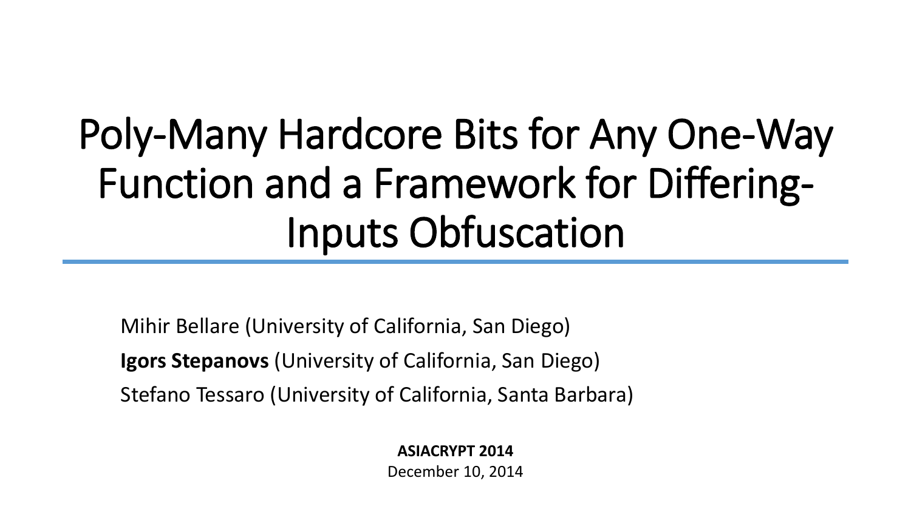# Poly-Many Hardcore Bits for Any One-Way Function and a Framework for Differing-Inputs Obfuscation

Mihir Bellare (University of California, San Diego)

**Igors Stepanovs** (University of California, San Diego)

Stefano Tessaro (University of California, Santa Barbara)

**ASIACRYPT 2014**

December 10, 2014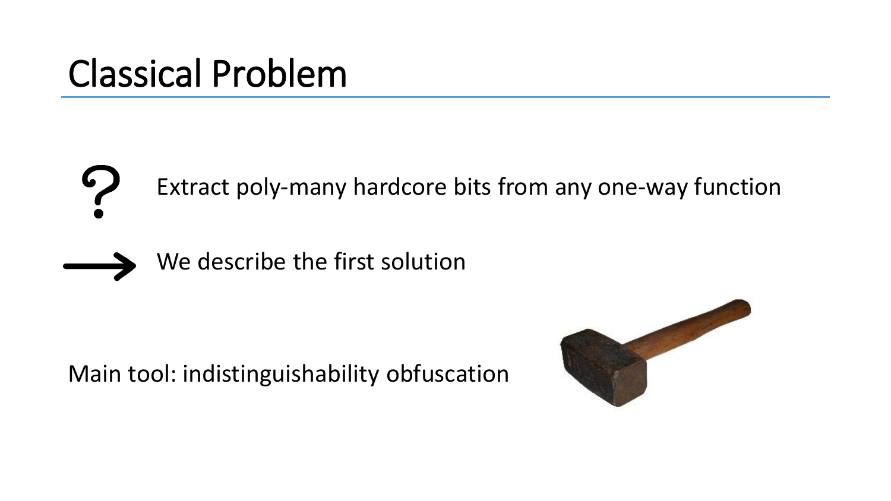# Classical Problem

? Extract poly-many hardcore bits from any one-way function

→ We describe the first solution

Main tool: indistinguishability obfuscation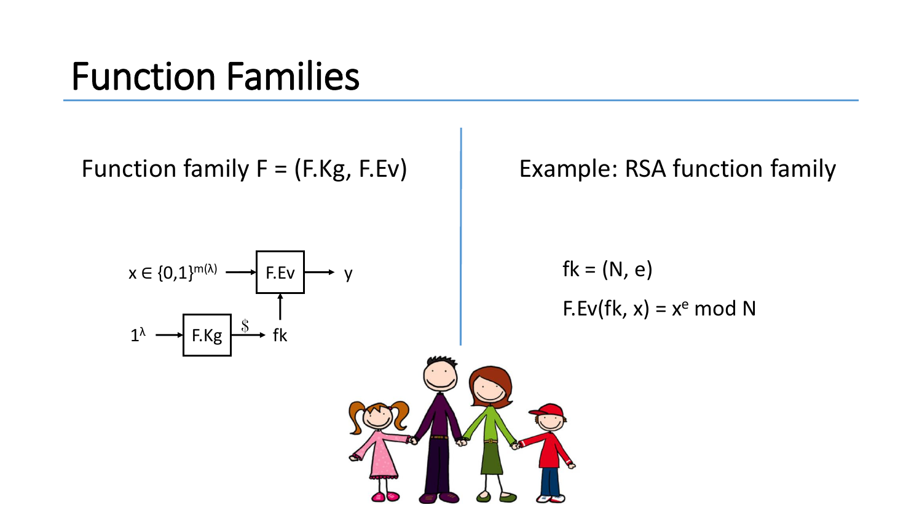# Function Families

Function family F = (F.Kg, F.Ev)

$x \in \{0,1\}^{m(\lambda)}$ → F.Ev → y

$1^\lambda$ → F.Kg →\$ fk (→ F.Ev)

Example: RSA function family

fk = (N, e)

F.Ev(fk, x) = $x^e$ mod N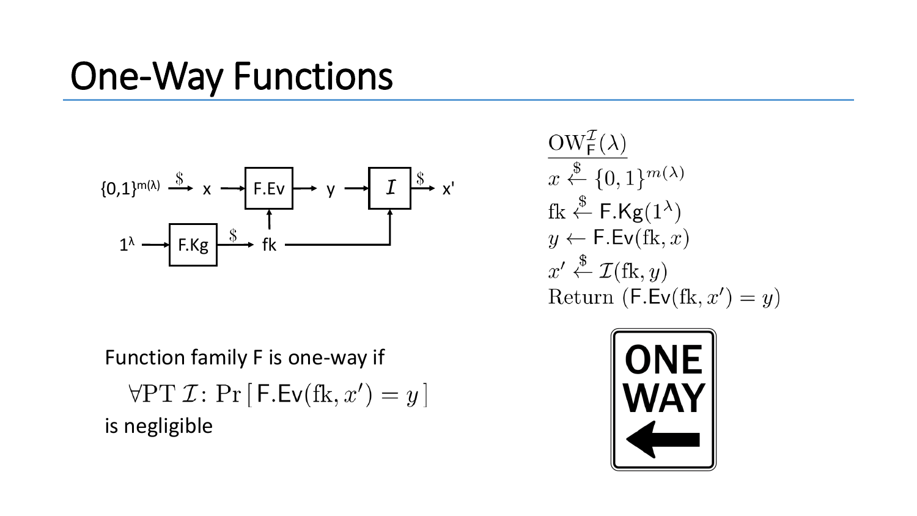# One-Way Functions

$$\{0,1\}^{m(\lambda)} \xrightarrow{\$} x \longrightarrow \boxed{\mathsf{F.Ev}} \longrightarrow y \longrightarrow \boxed{\mathcal{I}} \xrightarrow{\$} x'$$

$$1^\lambda \longrightarrow \boxed{\mathsf{F.Kg}} \xrightarrow{\$} \mathrm{fk}$$

($\mathrm{fk}$ is input to both $\mathsf{F.Ev}$ and $\mathcal{I}$.)

$\underline{\mathrm{OW}_{\mathsf{F}}^{\mathcal{I}}(\lambda)}$

$x \xleftarrow{\$} \{0,1\}^{m(\lambda)}$

$\mathrm{fk} \xleftarrow{\$} \mathsf{F.Kg}(1^\lambda)$

$y \leftarrow \mathsf{F.Ev}(\mathrm{fk}, x)$

$x' \xleftarrow{\$} \mathcal{I}(\mathrm{fk}, y)$

$\mathrm{Return}\ (\mathsf{F.Ev}(\mathrm{fk}, x') = y)$

Function family F is one-way if

$$\forall \mathrm{PT}\ \mathcal{I}\colon\ \Pr\left[\,\mathsf{F.Ev}(\mathrm{fk}, x') = y\,\right]$$

is negligible

ONE WAY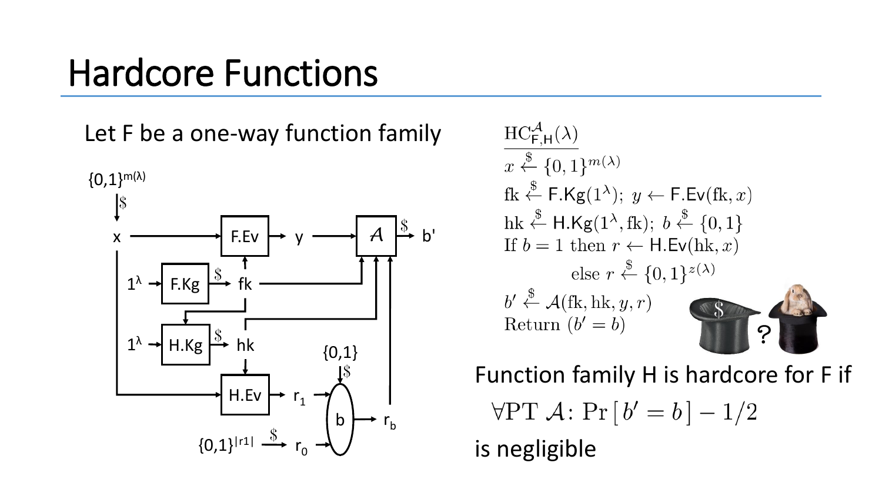# Hardcore Functions

Let F be a one-way function family

$\mathrm{HC}^{\mathcal{A}}_{\mathsf{F},\mathsf{H}}(\lambda)$

$x \xleftarrow{\$} \{0,1\}^{m(\lambda)}$

$\mathrm{fk} \xleftarrow{\$} \mathsf{F.Kg}(1^\lambda);\ y \leftarrow \mathsf{F.Ev}(\mathrm{fk}, x)$

$\mathrm{hk} \xleftarrow{\$} \mathsf{H.Kg}(1^\lambda, \mathrm{fk});\ b \xleftarrow{\$} \{0,1\}$

If $b = 1$ then $r \leftarrow \mathsf{H.Ev}(\mathrm{hk}, x)$

else $r \xleftarrow{\$} \{0,1\}^{z(\lambda)}$

$b' \xleftarrow{\$} \mathcal{A}(\mathrm{fk}, \mathrm{hk}, y, r)$

Return $(b' = b)$

Function family H is hardcore for F if

$$\forall \mathrm{PT}\ \mathcal{A}\colon \Pr[b' = b] - 1/2$$

is negligible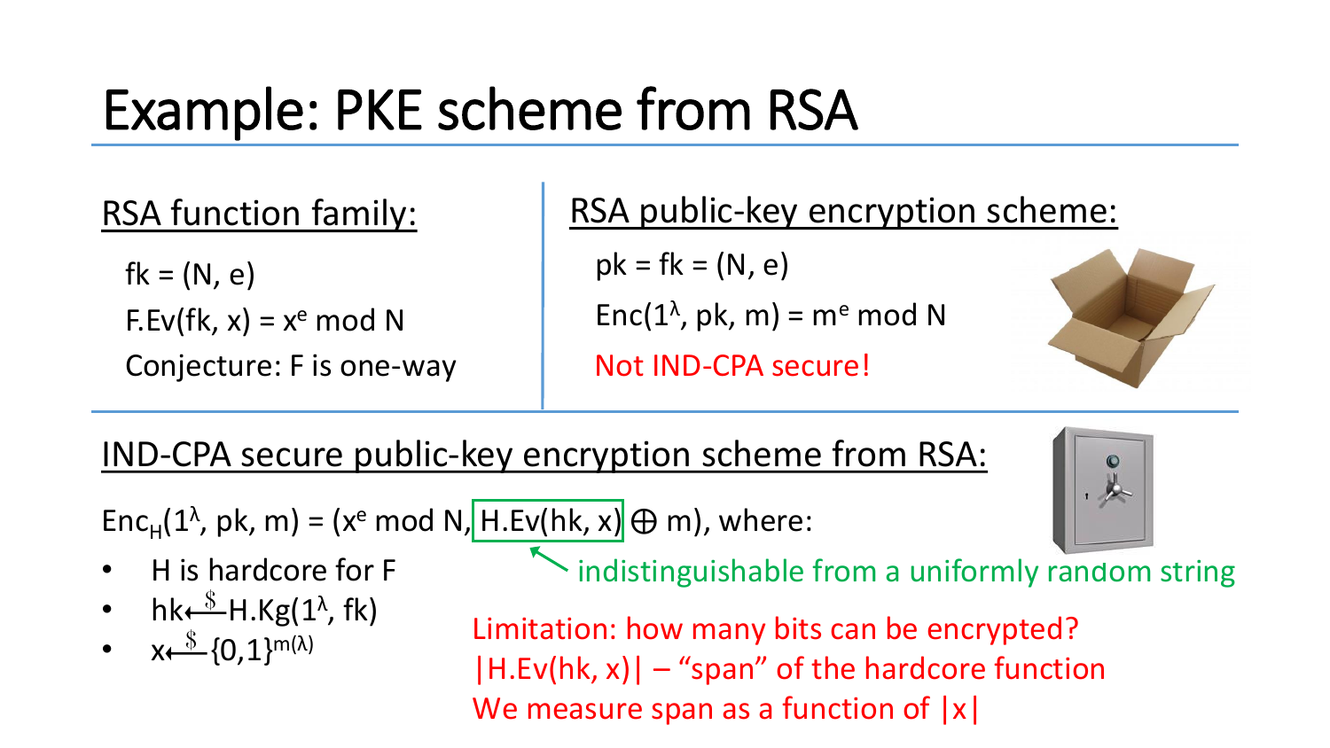# Example: PKE scheme from RSA

## RSA function family:

$fk = (N, e)$

$F.Ev(fk, x) = x^e \bmod N$

Conjecture: F is one-way

## RSA public-key encryption scheme:

$pk = fk = (N, e)$

$Enc(1^\lambda, pk, m) = m^e \bmod N$

Not IND-CPA secure!

## IND-CPA secure public-key encryption scheme from RSA:

$Enc_H(1^\lambda, pk, m) = (x^e \bmod N, H.Ev(hk, x) \oplus m)$, where:

- H is hardcore for F
- $hk \xleftarrow{\$} H.Kg(1^\lambda, fk)$
- $x \xleftarrow{\$} \{0,1\}^{m(\lambda)}$

$H.Ev(hk, x)$ — indistinguishable from a uniformly random string

Limitation: how many bits can be encrypted?
$|H.Ev(hk, x)|$ – "span" of the hardcore function
We measure span as a function of $|x|$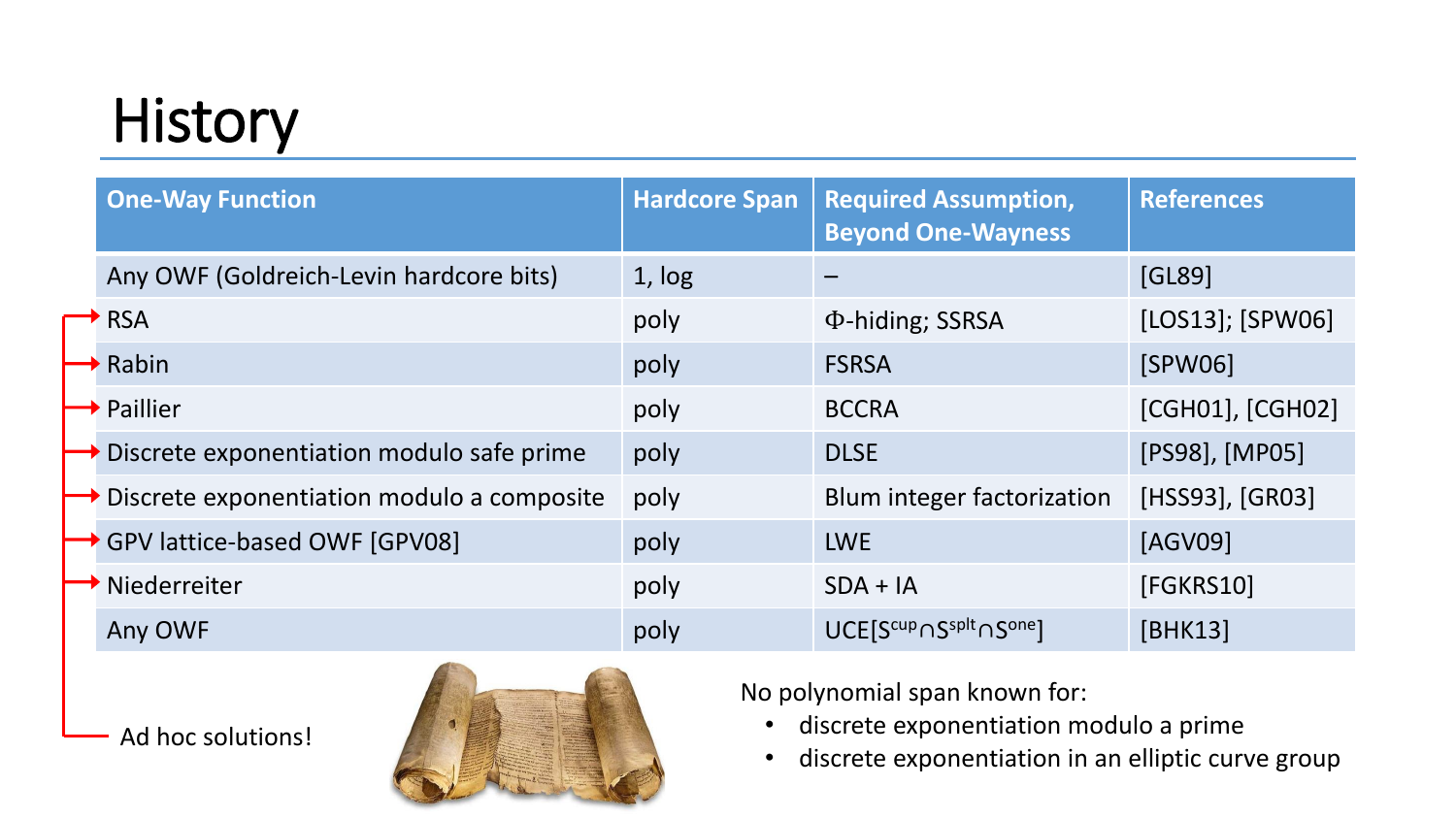# History

| One-Way Function | Hardcore Span | Required Assumption, Beyond One-Wayness | References |
|---|---|---|---|
| Any OWF (Goldreich-Levin hardcore bits) | 1, log | – | [GL89] |
| RSA | poly | Φ-hiding; SSRSA | [LOS13]; [SPW06] |
| Rabin | poly | FSRSA | [SPW06] |
| Paillier | poly | BCCRA | [CGH01], [CGH02] |
| Discrete exponentiation modulo safe prime | poly | DLSE | [PS98], [MP05] |
| Discrete exponentiation modulo a composite | poly | Blum integer factorization | [HSS93], [GR03] |
| GPV lattice-based OWF [GPV08] | poly | LWE | [AGV09] |
| Niederreiter | poly | SDA + IA | [FGKRS10] |
| Any OWF | poly | $UCE[S^{cup} \cap S^{splt} \cap S^{one}]$ | [BHK13] |

Ad hoc solutions! (RSA, Rabin, Paillier, Discrete exponentiation modulo safe prime, Discrete exponentiation modulo a composite, GPV lattice-based OWF, Niederreiter)

No polynomial span known for:

- discrete exponentiation modulo a prime
- discrete exponentiation in an elliptic curve group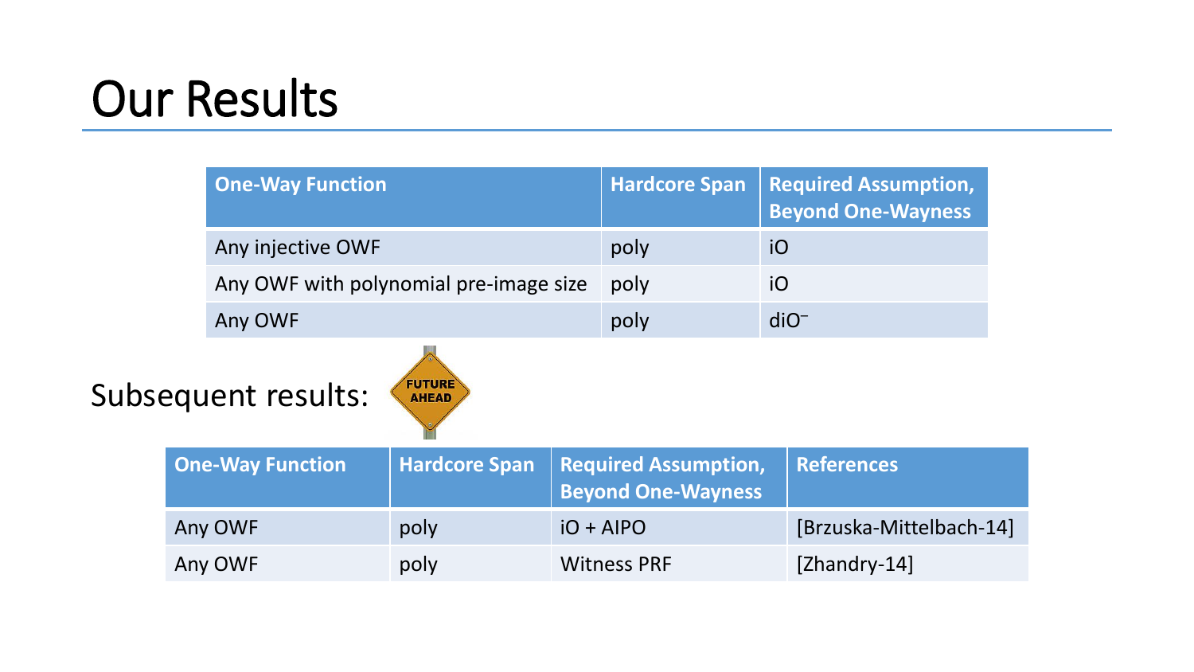# Our Results

| One-Way Function | Hardcore Span | Required Assumption, Beyond One-Wayness |
|---|---|---|
| Any injective OWF | poly | iO |
| Any OWF with polynomial pre-image size | poly | iO |
| Any OWF | poly | diO⁻ |

Subsequent results: FUTURE AHEAD

| One-Way Function | Hardcore Span | Required Assumption, Beyond One-Wayness | References |
|---|---|---|---|
| Any OWF | poly | iO + AIPO | [Brzuska-Mittelbach-14] |
| Any OWF | poly | Witness PRF | [Zhandry-14] |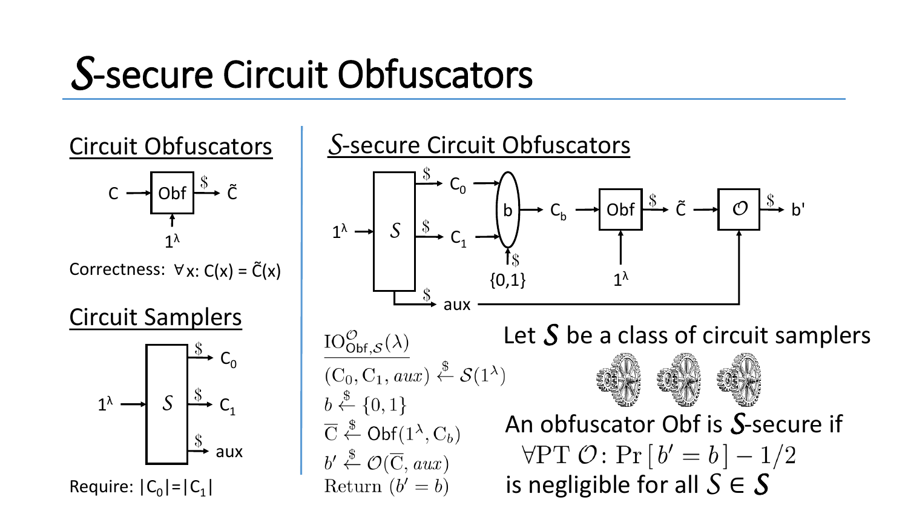# $\mathcal{S}$-secure Circuit Obfuscators

## Circuit Obfuscators

C → Obf → $\tilde{C}$ (with input $1^\lambda$)

Correctness: $\forall x$: $C(x) = \tilde{C}(x)$

## Circuit Samplers

$1^\lambda$ → $S$ → $C_0$, $C_1$, aux

Require: $|C_0| = |C_1|$

## $\mathcal{S}$-secure Circuit Obfuscators

$1^\lambda$ → $S$ → $C_0$, $C_1$, aux; $b \xleftarrow{\$} \{0,1\}$ selects $C_b$ → Obf (with $1^\lambda$) → $\tilde{C}$ → $\mathcal{O}$ (with aux) → b'

$\underline{\mathrm{IO}^{\mathcal{O}}_{\mathsf{Obf},\mathcal{S}}(\lambda)}$

$(\mathrm{C}_0, \mathrm{C}_1, aux) \xleftarrow{\$} \mathcal{S}(1^\lambda)$

$b \xleftarrow{\$} \{0,1\}$

$\overline{\mathrm{C}} \xleftarrow{\$} \mathsf{Obf}(1^\lambda, \mathrm{C}_b)$

$b' \xleftarrow{\$} \mathcal{O}(\overline{\mathrm{C}}, aux)$

Return $(b' = b)$

Let $\mathcal{S}$ be a class of circuit samplers

An obfuscator Obf is $\mathcal{S}$-secure if

$\forall \mathrm{PT}\ \mathcal{O}\colon \Pr[b' = b] - 1/2$

is negligible for all $S \in \mathcal{S}$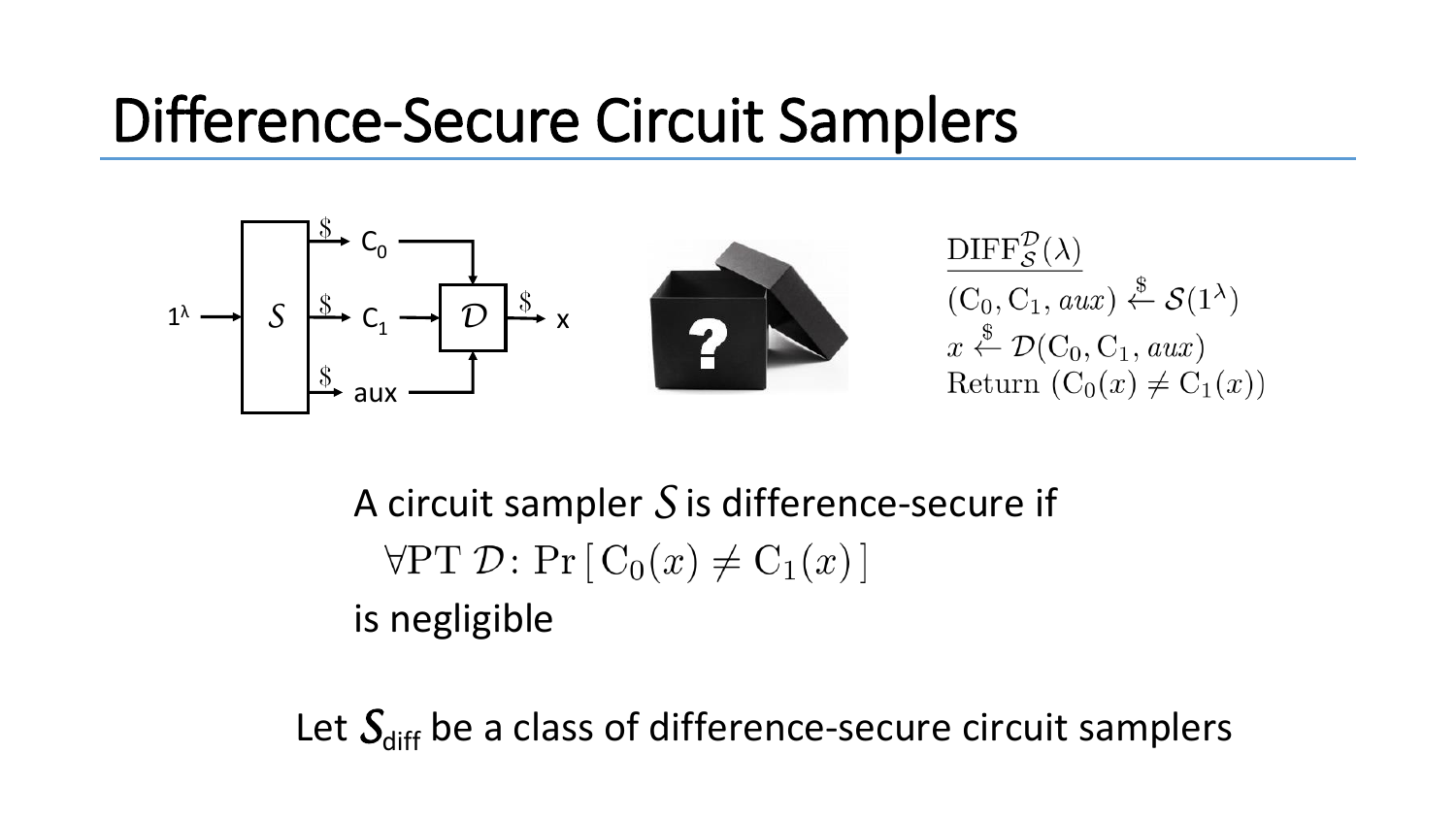# Difference-Secure Circuit Samplers

$\underline{\mathrm{DIFF}_{\mathcal{S}}^{\mathcal{D}}(\lambda)}$
$(\mathrm{C}_0, \mathrm{C}_1, aux) \xleftarrow{\$} \mathcal{S}(1^\lambda)$
$x \xleftarrow{\$} \mathcal{D}(\mathrm{C}_0, \mathrm{C}_1, aux)$
$\text{Return } (\mathrm{C}_0(x) \neq \mathrm{C}_1(x))$

A circuit sampler $\mathcal{S}$ is difference-secure if

$\forall \mathrm{PT}\ \mathcal{D}\colon \Pr\left[\, \mathrm{C}_0(x) \neq \mathrm{C}_1(x) \,\right]$

is negligible

Let $\mathcal{S}_{\text{diff}}$ be a class of difference-secure circuit samplers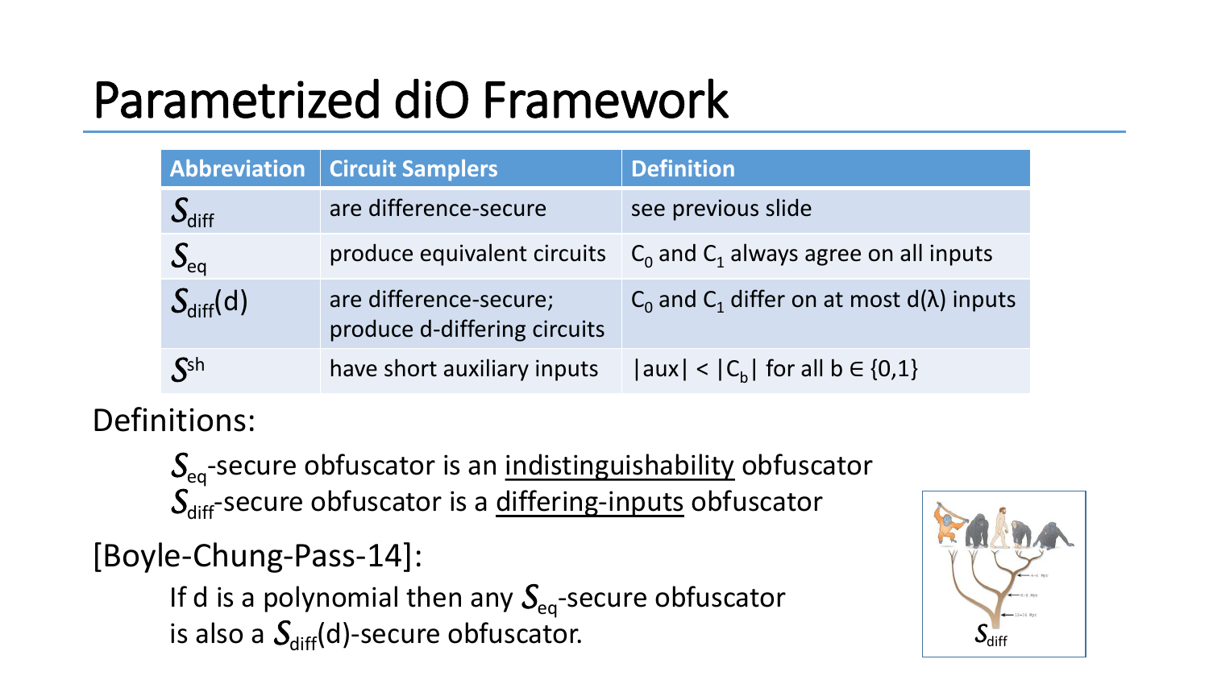# Parametrized diO Framework

| Abbreviation | Circuit Samplers | Definition |
|---|---|---|
| $\mathcal{S}_{\text{diff}}$ | are difference-secure | see previous slide |
| $\mathcal{S}_{\text{eq}}$ | produce equivalent circuits | $C_0$ and $C_1$ always agree on all inputs |
| $\mathcal{S}_{\text{diff}}(d)$ | are difference-secure; produce d-differing circuits | $C_0$ and $C_1$ differ on at most $d(\lambda)$ inputs |
| $\mathcal{S}^{\text{sh}}$ | have short auxiliary inputs | $\lvert aux \rvert < \lvert C_b \rvert$ for all $b \in \{0,1\}$ |

Definitions:

$\mathcal{S}_{\text{eq}}$-secure obfuscator is an indistinguishability obfuscator
$\mathcal{S}_{\text{diff}}$-secure obfuscator is a differing-inputs obfuscator

[Boyle-Chung-Pass-14]:

If d is a polynomial then any $\mathcal{S}_{\text{eq}}$-secure obfuscator is also a $\mathcal{S}_{\text{diff}}(d)$-secure obfuscator.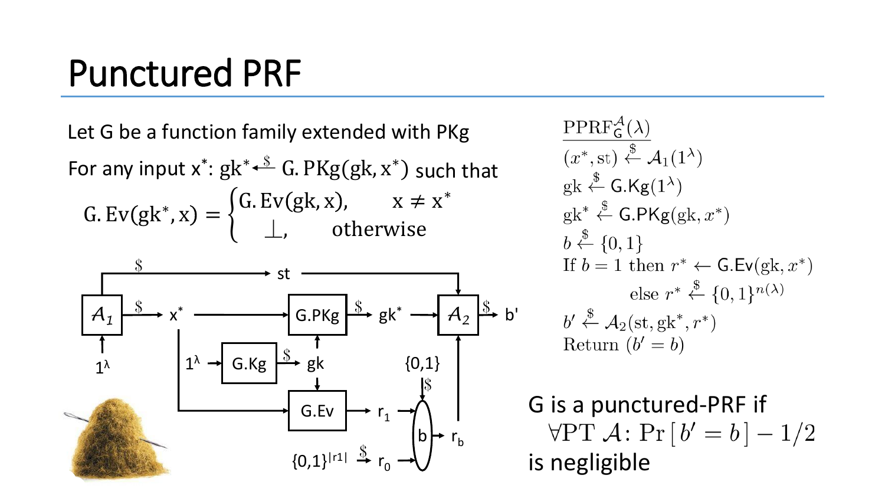# Punctured PRF

Let G be a function family extended with PKg

For any input $x^*$: $gk^* \stackrel{\$}{\leftarrow} G.PKg(gk, x^*)$ such that

$$G.Ev(gk^*, x) = \begin{cases} G.Ev(gk, x), & x \neq x^* \\ \bot, & \text{otherwise} \end{cases}$$

$\underline{\mathrm{PPRF}^{\mathcal{A}}_{\mathsf{G}}(\lambda)}$
$(x^*, \mathrm{st}) \stackrel{\$}{\leftarrow} \mathcal{A}_1(1^\lambda)$
$\mathrm{gk} \stackrel{\$}{\leftarrow} \mathsf{G.Kg}(1^\lambda)$
$\mathrm{gk}^* \stackrel{\$}{\leftarrow} \mathsf{G.PKg}(\mathrm{gk}, x^*)$
$b \stackrel{\$}{\leftarrow} \{0,1\}$
If $b = 1$ then $r^* \leftarrow \mathsf{G.Ev}(\mathrm{gk}, x^*)$
    else $r^* \stackrel{\$}{\leftarrow} \{0,1\}^{n(\lambda)}$
$b' \stackrel{\$}{\leftarrow} \mathcal{A}_2(\mathrm{st}, \mathrm{gk}^*, r^*)$
Return $(b' = b)$

G is a punctured-PRF if $\forall \mathrm{PT}\ \mathcal{A}$: $\Pr[b' = b] - 1/2$ is negligible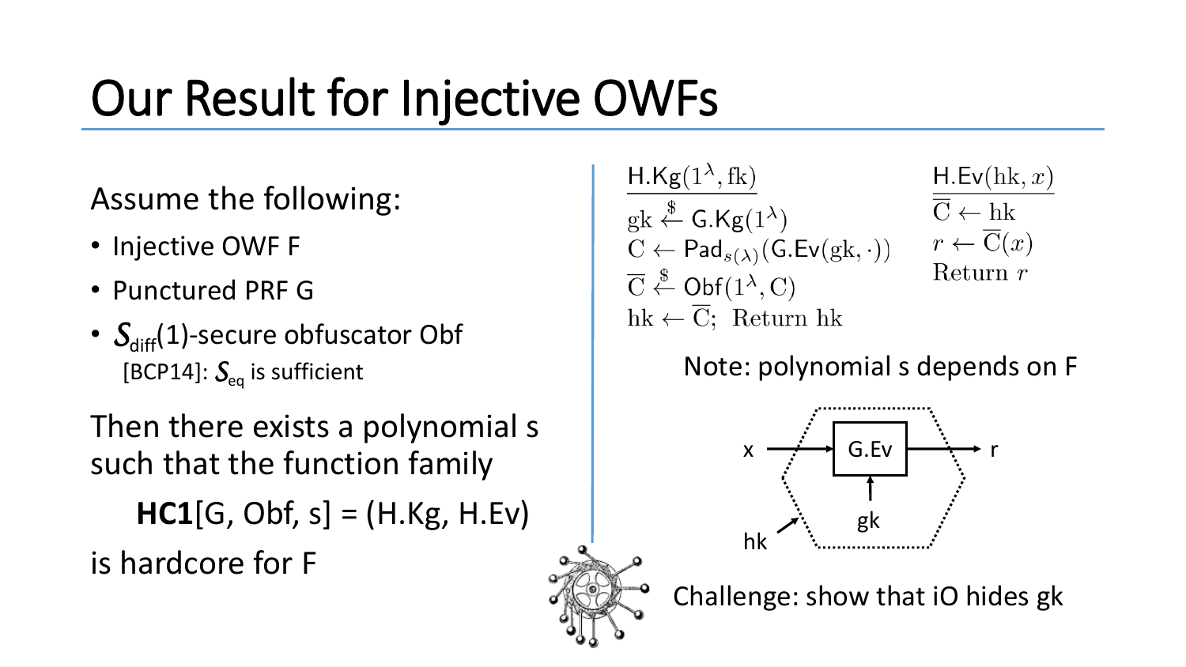# Our Result for Injective OWFs

Assume the following:

- Injective OWF F
- Punctured PRF G
- $\mathcal{S}_{\text{diff}}(1)$-secure obfuscator Obf
  [BCP14]: $\mathcal{S}_{\text{eq}}$ is sufficient

Then there exists a polynomial s such that the function family

**HC1**[G, Obf, s] = (H.Kg, H.Ev)

is hardcore for F

$\underline{\mathsf{H.Kg}(1^\lambda, \mathrm{fk})}$
$\mathrm{gk} \xleftarrow{\$} \mathsf{G.Kg}(1^\lambda)$
$\mathrm{C} \leftarrow \mathsf{Pad}_{s(\lambda)}(\mathsf{G.Ev}(\mathrm{gk}, \cdot))$
$\overline{\mathrm{C}} \xleftarrow{\$} \mathsf{Obf}(1^\lambda, \mathrm{C})$
$\mathrm{hk} \leftarrow \overline{\mathrm{C}}$; Return hk

$\underline{\mathsf{H.Ev}(\mathrm{hk}, x)}$
$\overline{\mathrm{C}} \leftarrow \mathrm{hk}$
$r \leftarrow \overline{\mathrm{C}}(x)$
Return $r$

Note: polynomial s depends on F

Challenge: show that iO hides gk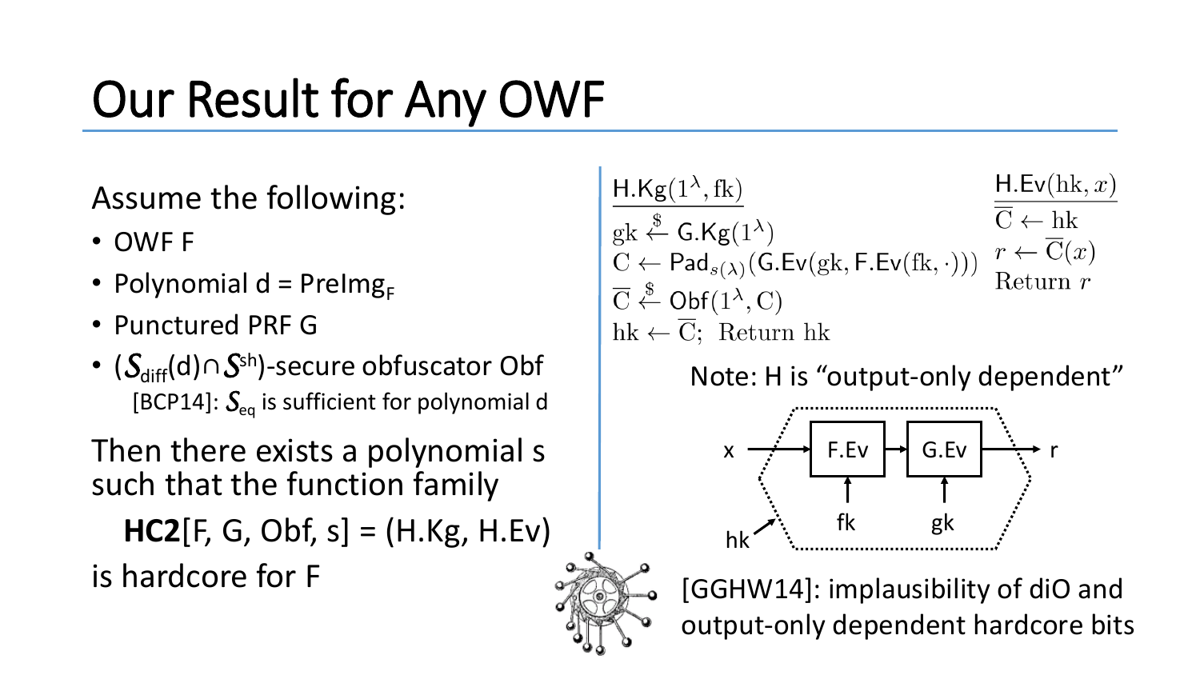# Our Result for Any OWF

Assume the following:

- OWF F
- Polynomial d = $\text{PreImg}_F$
- Punctured PRF G
- $(\mathcal{S}_{\text{diff}}(d) \cap \mathcal{S}^{\text{sh}})$-secure obfuscator Obf
  [BCP14]: $\mathcal{S}_{\text{eq}}$ is sufficient for polynomial d

Then there exists a polynomial s such that the function family

**HC2**[F, G, Obf, s] = (H.Kg, H.Ev)

is hardcore for F

$\underline{\mathsf{H.Kg}(1^\lambda, \text{fk})}$
$\text{gk} \xleftarrow{\$} \mathsf{G.Kg}(1^\lambda)$
$\text{C} \leftarrow \mathsf{Pad}_{s(\lambda)}(\mathsf{G.Ev}(\text{gk}, \mathsf{F.Ev}(\text{fk}, \cdot)))$
$\overline{\text{C}} \xleftarrow{\$} \mathsf{Obf}(1^\lambda, \text{C})$
$\text{hk} \leftarrow \overline{\text{C}}$; Return hk

$\underline{\mathsf{H.Ev}(\text{hk}, x)}$
$\overline{\text{C}} \leftarrow \text{hk}$
$r \leftarrow \overline{\text{C}}(x)$
Return $r$

Note: H is "output-only dependent"

[GGHW14]: implausibility of diO and output-only dependent hardcore bits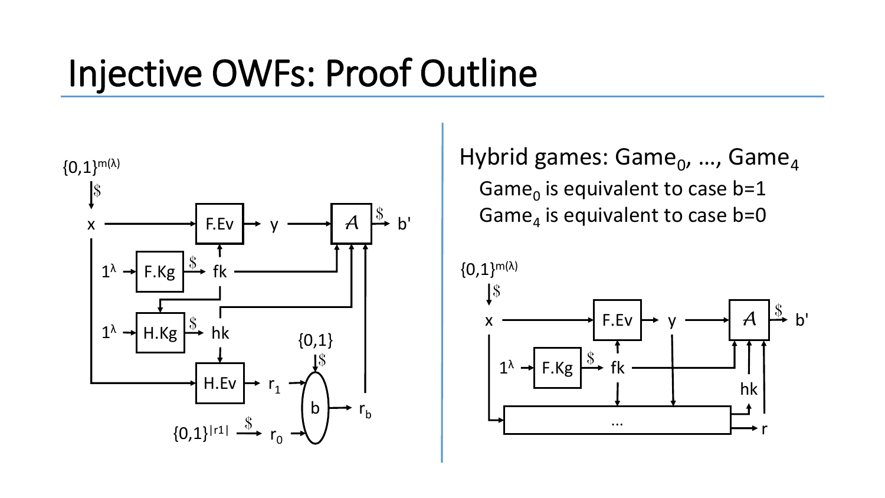# Injective OWFs: Proof Outline

Hybrid games: $\text{Game}_0$, …, $\text{Game}_4$

- $\text{Game}_0$ is equivalent to case b=1
- $\text{Game}_4$ is equivalent to case b=0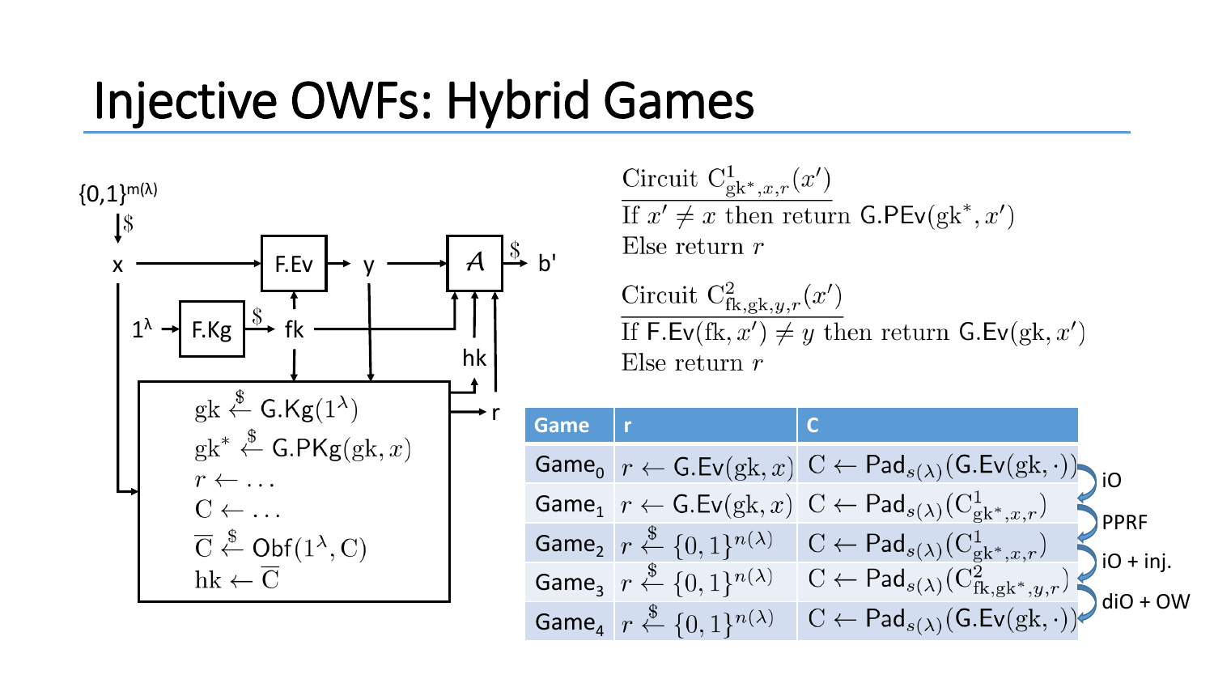# Injective OWFs: Hybrid Games

$\{0,1\}^{m(\lambda)} \xrightarrow{\$} x$

$x \rightarrow$ F.Ev $\rightarrow y \rightarrow \mathcal{A} \xrightarrow{\$} b'$

$1^\lambda \rightarrow$ F.Kg $\xrightarrow{\$}$ fk

$\mathrm{gk} \xleftarrow{\$} \mathsf{G.Kg}(1^\lambda)$
$\mathrm{gk}^* \xleftarrow{\$} \mathsf{G.PKg}(\mathrm{gk}, x)$
$r \leftarrow \ldots$
$\mathrm{C} \leftarrow \ldots$
$\overline{\mathrm{C}} \xleftarrow{\$} \mathsf{Obf}(1^\lambda, \mathrm{C})$
$\mathrm{hk} \leftarrow \overline{\mathrm{C}}$

Outputs: hk, r

**Circuit $\mathrm{C}^1_{\mathrm{gk}^*,x,r}(x')$**

If $x' \neq x$ then return $\mathsf{G.PEv}(\mathrm{gk}^*, x')$
Else return $r$

**Circuit $\mathrm{C}^2_{\mathrm{fk},\mathrm{gk},y,r}(x')$**

If $\mathsf{F.Ev}(\mathrm{fk}, x') \neq y$ then return $\mathsf{G.Ev}(\mathrm{gk}, x')$
Else return $r$

| Game | r | C | |
|---|---|---|---|
| $\text{Game}_0$ | $r \leftarrow \mathsf{G.Ev}(\mathrm{gk}, x)$ | $\mathrm{C} \leftarrow \mathsf{Pad}_{s(\lambda)}(\mathsf{G.Ev}(\mathrm{gk}, \cdot))$ | |
| | | | iO |
| $\text{Game}_1$ | $r \leftarrow \mathsf{G.Ev}(\mathrm{gk}, x)$ | $\mathrm{C} \leftarrow \mathsf{Pad}_{s(\lambda)}(\mathrm{C}^1_{\mathrm{gk}^*,x,r})$ | |
| | | | PPRF |
| $\text{Game}_2$ | $r \xleftarrow{\$} \{0,1\}^{n(\lambda)}$ | $\mathrm{C} \leftarrow \mathsf{Pad}_{s(\lambda)}(\mathrm{C}^1_{\mathrm{gk}^*,x,r})$ | |
| | | | iO + inj. |
| $\text{Game}_3$ | $r \xleftarrow{\$} \{0,1\}^{n(\lambda)}$ | $\mathrm{C} \leftarrow \mathsf{Pad}_{s(\lambda)}(\mathrm{C}^2_{\mathrm{fk},\mathrm{gk}^*,y,r})$ | |
| | | | diO + OW |
| $\text{Game}_4$ | $r \xleftarrow{\$} \{0,1\}^{n(\lambda)}$ | $\mathrm{C} \leftarrow \mathsf{Pad}_{s(\lambda)}(\mathsf{G.Ev}(\mathrm{gk}, \cdot))$ | |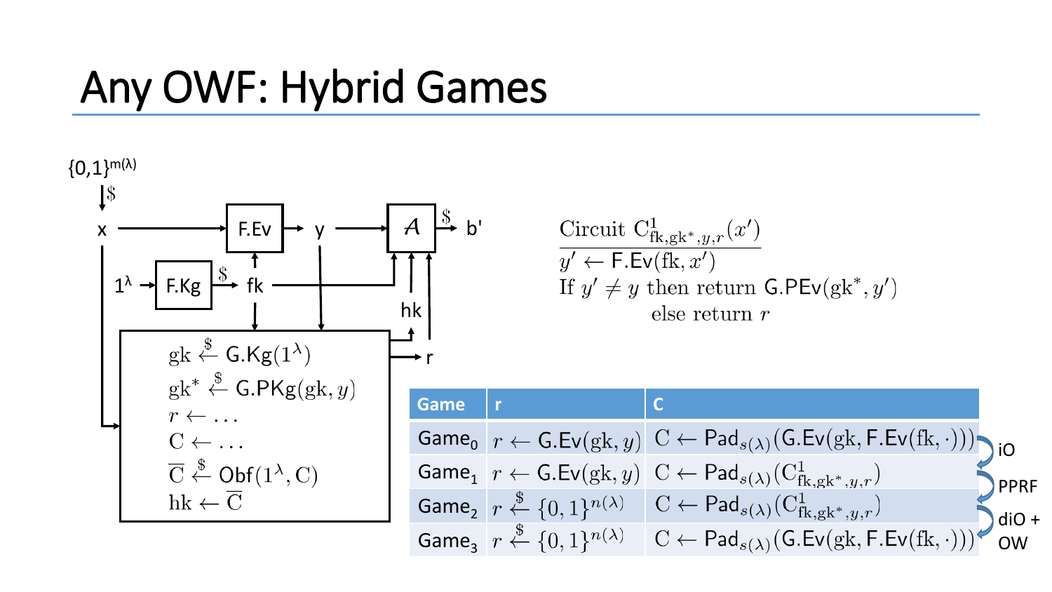# Any OWF: Hybrid Games

$\{0,1\}^{m(\lambda)}$ $\xrightarrow{\$}$ x

x → F.Ev → y → $\mathcal{A}$ $\xrightarrow{\$}$ b'

$1^\lambda$ → F.Kg $\xrightarrow{\$}$ fk

$\text{gk} \xleftarrow{\$} \mathsf{G.Kg}(1^\lambda)$
$\text{gk}^* \xleftarrow{\$} \mathsf{G.PKg}(\text{gk}, y)$
$r \leftarrow \ldots$
$\text{C} \leftarrow \ldots$
$\overline{\text{C}} \xleftarrow{\$} \mathsf{Obf}(1^\lambda, \text{C})$
$\text{hk} \leftarrow \overline{\text{C}}$

hk, r

$\underline{\text{Circuit } \text{C}^1_{\text{fk},\text{gk}^*,y,r}(x')}$
$y' \leftarrow \mathsf{F.Ev}(\text{fk}, x')$
If $y' \neq y$ then return $\mathsf{G.PEv}(\text{gk}^*, y')$
else return $r$

| Game | r | C |
|---|---|---|
| $\text{Game}_0$ | $r \leftarrow \mathsf{G.Ev}(\text{gk}, y)$ | $\text{C} \leftarrow \mathsf{Pad}_{s(\lambda)}(\mathsf{G.Ev}(\text{gk}, \mathsf{F.Ev}(\text{fk}, \cdot)))$ |
| $\text{Game}_1$ | $r \leftarrow \mathsf{G.Ev}(\text{gk}, y)$ | $\text{C} \leftarrow \mathsf{Pad}_{s(\lambda)}(\text{C}^1_{\text{fk},\text{gk}^*,y,r})$ |
| $\text{Game}_2$ | $r \xleftarrow{\$} \{0,1\}^{n(\lambda)}$ | $\text{C} \leftarrow \mathsf{Pad}_{s(\lambda)}(\text{C}^1_{\text{fk},\text{gk}^*,y,r})$ |
| $\text{Game}_3$ | $r \xleftarrow{\$} \{0,1\}^{n(\lambda)}$ | $\text{C} \leftarrow \mathsf{Pad}_{s(\lambda)}(\mathsf{G.Ev}(\text{gk}, \mathsf{F.Ev}(\text{fk}, \cdot)))$ |

$\text{Game}_0 \to \text{Game}_1$: iO
$\text{Game}_1 \to \text{Game}_2$: PPRF
$\text{Game}_2 \to \text{Game}_3$: diO + OW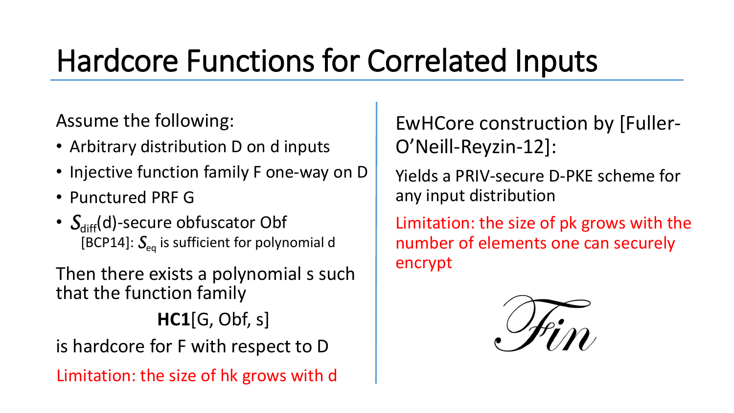# Hardcore Functions for Correlated Inputs

Assume the following:

- Arbitrary distribution D on d inputs
- Injective function family F one-way on D
- Punctured PRF G
- $\mathcal{S}_{\text{diff}}$(d)-secure obfuscator Obf
  [BCP14]: $\mathcal{S}_{\text{eq}}$ is sufficient for polynomial d

Then there exists a polynomial s such that the function family

**HC1**[G, Obf, s]

is hardcore for F with respect to D

Limitation: the size of hk grows with d

EwHCore construction by [Fuller-O'Neill-Reyzin-12]:

Yields a PRIV-secure D-PKE scheme for any input distribution

Limitation: the size of pk grows with the number of elements one can securely encrypt

*Fin*